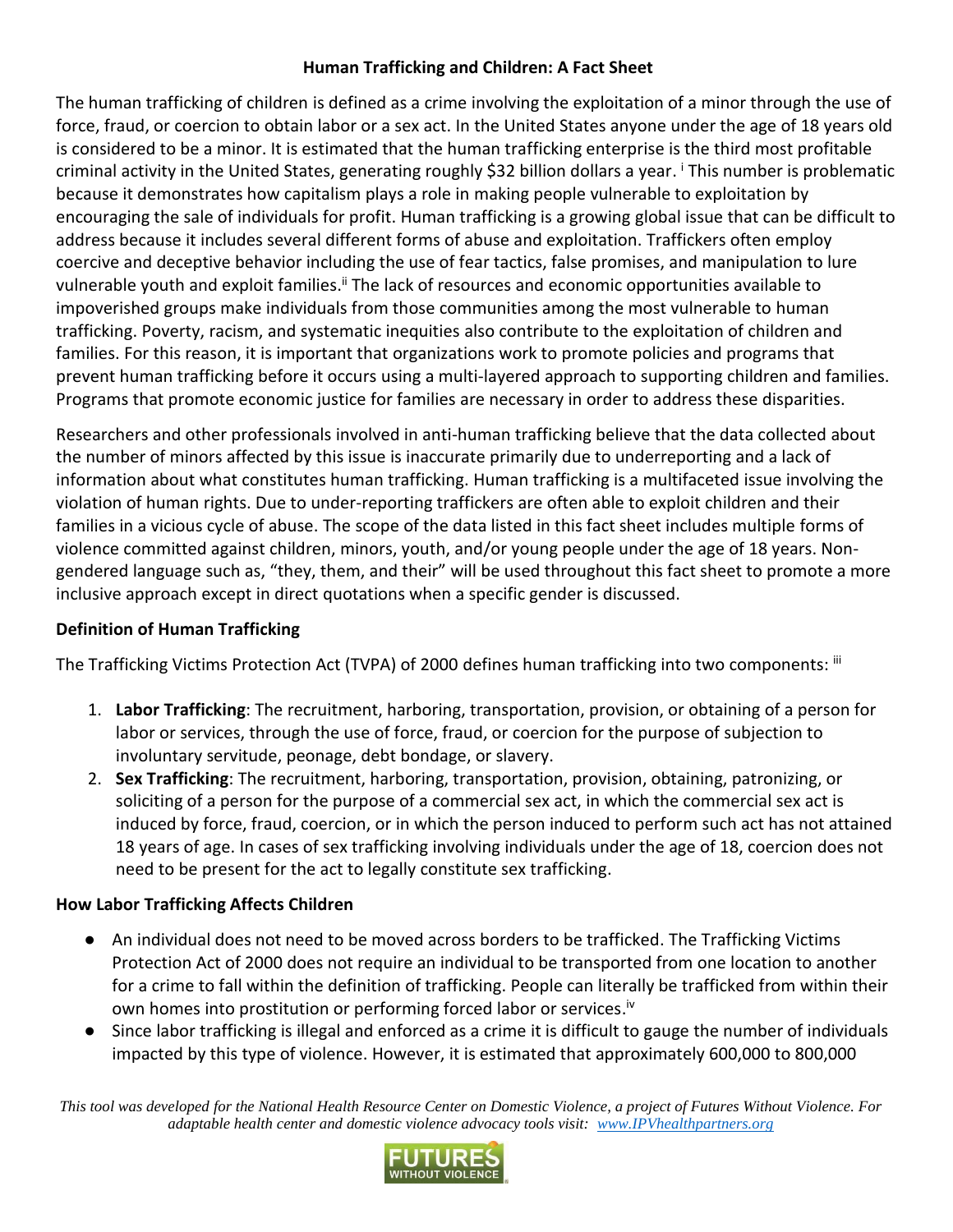# Human Trafficking and Children: A Fact Sheet

The human trafficking of children is defined as a crime involving the exploitation of a minor through the use of force, fraud, or coercion to obtain labor or a sex act. In the United States anyone under the age of 18 years old is considered to be a minor. It is estimated that the human trafficking enterprise is the third most profitable criminal activity in the United States, generating roughly $32 billion dollars a year. [i] This number is problematic because it demonstrates how capitalism plays a role in making people vulnerable to exploitation by encouraging the sale of individuals for profit. Human trafficking is a growing global issue that can be difficult to address because it includes several different forms of abuse and exploitation. Traffickers often employ coercive and deceptive behavior including the use of fear tactics, false promises, and manipulation to lure vulnerable youth and exploit families.[ii] The lack of resources and economic opportunities available to impoverished groups make individuals from those communities among the most vulnerable to human trafficking. Poverty, racism, and systematic inequities also contribute to the exploitation of children and families. For this reason, it is important that organizations work to promote policies and programs that prevent human trafficking before it occurs using a multi-layered approach to supporting children and families. Programs that promote economic justice for families are necessary in order to address these disparities.

Researchers and other professionals involved in anti-human trafficking believe that the data collected about the number of minors affected by this issue is inaccurate primarily due to underreporting and a lack of information about what constitutes human trafficking. Human trafficking is a multifaceted issue involving the violation of human rights. Due to under-reporting traffickers are often able to exploit children and their families in a vicious cycle of abuse. The scope of the data listed in this fact sheet includes multiple forms of violence committed against children, minors, youth, and/or young people under the age of 18 years. Non-gendered language such as, "they, them, and their" will be used throughout this fact sheet to promote a more inclusive approach except in direct quotations when a specific gender is discussed.

## Definition of Human Trafficking

The Trafficking Victims Protection Act (TVPA) of 2000 defines human trafficking into two components: [iii]

1. **Labor Trafficking**: The recruitment, harboring, transportation, provision, or obtaining of a person for labor or services, through the use of force, fraud, or coercion for the purpose of subjection to involuntary servitude, peonage, debt bondage, or slavery.
2. **Sex Trafficking**: The recruitment, harboring, transportation, provision, obtaining, patronizing, or soliciting of a person for the purpose of a commercial sex act, in which the commercial sex act is induced by force, fraud, coercion, or in which the person induced to perform such act has not attained 18 years of age. In cases of sex trafficking involving individuals under the age of 18, coercion does not need to be present for the act to legally constitute sex trafficking.

## How Labor Trafficking Affects Children

- An individual does not need to be moved across borders to be trafficked. The Trafficking Victims Protection Act of 2000 does not require an individual to be transported from one location to another for a crime to fall within the definition of trafficking. People can literally be trafficked from within their own homes into prostitution or performing forced labor or services.[iv]
- Since labor trafficking is illegal and enforced as a crime it is difficult to gauge the number of individuals impacted by this type of violence. However, it is estimated that approximately 600,000 to 800,000

*This tool was developed for the National Health Resource Center on Domestic Violence, a project of Futures Without Violence. For adaptable health center and domestic violence advocacy tools visit: www.IPVhealthpartners.org*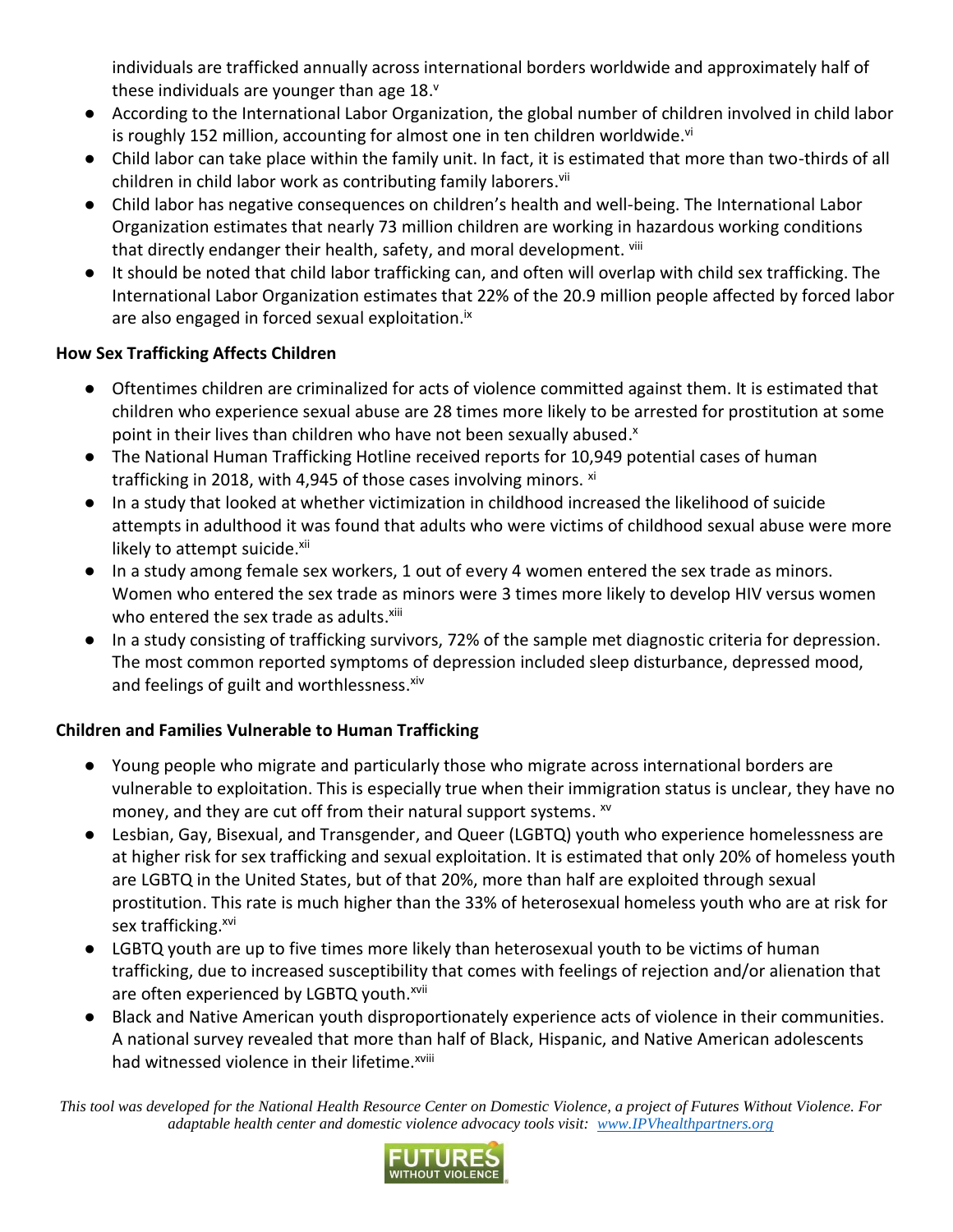individuals are trafficked annually across international borders worldwide and approximately half of these individuals are younger than age 18.[v]

- According to the International Labor Organization, the global number of children involved in child labor is roughly 152 million, accounting for almost one in ten children worldwide.[vi]
- Child labor can take place within the family unit. In fact, it is estimated that more than two-thirds of all children in child labor work as contributing family laborers.[vii]
- Child labor has negative consequences on children's health and well-being. The International Labor Organization estimates that nearly 73 million children are working in hazardous working conditions that directly endanger their health, safety, and moral development. [viii]
- It should be noted that child labor trafficking can, and often will overlap with child sex trafficking. The International Labor Organization estimates that 22% of the 20.9 million people affected by forced labor are also engaged in forced sexual exploitation.[ix]

**How Sex Trafficking Affects Children**

- Oftentimes children are criminalized for acts of violence committed against them. It is estimated that children who experience sexual abuse are 28 times more likely to be arrested for prostitution at some point in their lives than children who have not been sexually abused.[x]
- The National Human Trafficking Hotline received reports for 10,949 potential cases of human trafficking in 2018, with 4,945 of those cases involving minors. [xi]
- In a study that looked at whether victimization in childhood increased the likelihood of suicide attempts in adulthood it was found that adults who were victims of childhood sexual abuse were more likely to attempt suicide.[xii]
- In a study among female sex workers, 1 out of every 4 women entered the sex trade as minors. Women who entered the sex trade as minors were 3 times more likely to develop HIV versus women who entered the sex trade as adults.[xiii]
- In a study consisting of trafficking survivors, 72% of the sample met diagnostic criteria for depression. The most common reported symptoms of depression included sleep disturbance, depressed mood, and feelings of guilt and worthlessness.[xiv]

**Children and Families Vulnerable to Human Trafficking**

- Young people who migrate and particularly those who migrate across international borders are vulnerable to exploitation. This is especially true when their immigration status is unclear, they have no money, and they are cut off from their natural support systems. [xv]
- Lesbian, Gay, Bisexual, and Transgender, and Queer (LGBTQ) youth who experience homelessness are at higher risk for sex trafficking and sexual exploitation. It is estimated that only 20% of homeless youth are LGBTQ in the United States, but of that 20%, more than half are exploited through sexual prostitution. This rate is much higher than the 33% of heterosexual homeless youth who are at risk for sex trafficking.[xvi]
- LGBTQ youth are up to five times more likely than heterosexual youth to be victims of human trafficking, due to increased susceptibility that comes with feelings of rejection and/or alienation that are often experienced by LGBTQ youth.[xvii]
- Black and Native American youth disproportionately experience acts of violence in their communities. A national survey revealed that more than half of Black, Hispanic, and Native American adolescents had witnessed violence in their lifetime.[xviii]

*This tool was developed for the National Health Resource Center on Domestic Violence, a project of Futures Without Violence. For adaptable health center and domestic violence advocacy tools visit: www.IPVhealthpartners.org*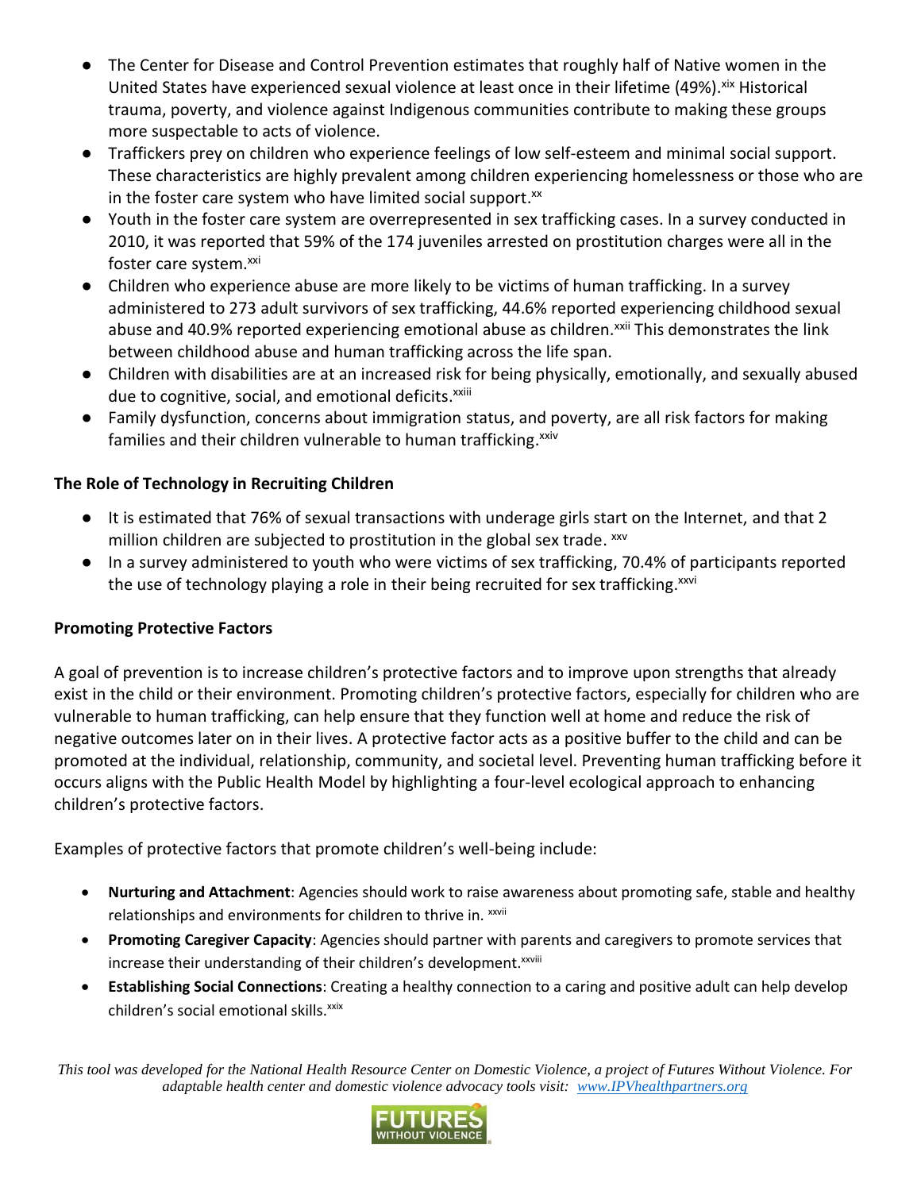- The Center for Disease and Control Prevention estimates that roughly half of Native women in the United States have experienced sexual violence at least once in their lifetime (49%).[xix] Historical trauma, poverty, and violence against Indigenous communities contribute to making these groups more suspectable to acts of violence.
- Traffickers prey on children who experience feelings of low self-esteem and minimal social support. These characteristics are highly prevalent among children experiencing homelessness or those who are in the foster care system who have limited social support.[xx]
- Youth in the foster care system are overrepresented in sex trafficking cases. In a survey conducted in 2010, it was reported that 59% of the 174 juveniles arrested on prostitution charges were all in the foster care system.[xxi]
- Children who experience abuse are more likely to be victims of human trafficking. In a survey administered to 273 adult survivors of sex trafficking, 44.6% reported experiencing childhood sexual abuse and 40.9% reported experiencing emotional abuse as children.[xxii] This demonstrates the link between childhood abuse and human trafficking across the life span.
- Children with disabilities are at an increased risk for being physically, emotionally, and sexually abused due to cognitive, social, and emotional deficits.[xxiii]
- Family dysfunction, concerns about immigration status, and poverty, are all risk factors for making families and their children vulnerable to human trafficking.[xxiv]

**The Role of Technology in Recruiting Children**

- It is estimated that 76% of sexual transactions with underage girls start on the Internet, and that 2 million children are subjected to prostitution in the global sex trade. [xxv]
- In a survey administered to youth who were victims of sex trafficking, 70.4% of participants reported the use of technology playing a role in their being recruited for sex trafficking.[xxvi]

**Promoting Protective Factors**

A goal of prevention is to increase children's protective factors and to improve upon strengths that already exist in the child or their environment. Promoting children's protective factors, especially for children who are vulnerable to human trafficking, can help ensure that they function well at home and reduce the risk of negative outcomes later on in their lives. A protective factor acts as a positive buffer to the child and can be promoted at the individual, relationship, community, and societal level. Preventing human trafficking before it occurs aligns with the Public Health Model by highlighting a four-level ecological approach to enhancing children's protective factors.

Examples of protective factors that promote children's well-being include:

- **Nurturing and Attachment**: Agencies should work to raise awareness about promoting safe, stable and healthy relationships and environments for children to thrive in. [xxvii]
- **Promoting Caregiver Capacity**: Agencies should partner with parents and caregivers to promote services that increase their understanding of their children's development.[xxviii]
- **Establishing Social Connections**: Creating a healthy connection to a caring and positive adult can help develop children's social emotional skills.[xxix]

*This tool was developed for the National Health Resource Center on Domestic Violence, a project of Futures Without Violence. For adaptable health center and domestic violence advocacy tools visit: www.IPVhealthpartners.org*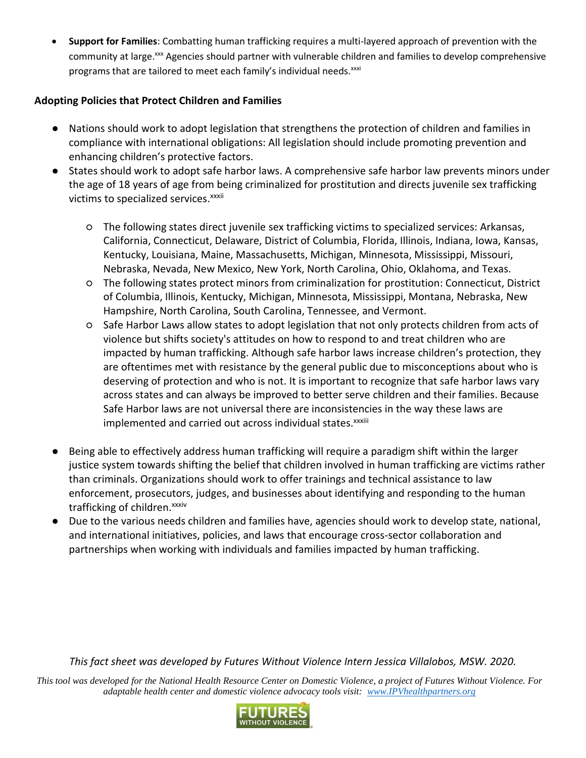- **Support for Families**: Combatting human trafficking requires a multi-layered approach of prevention with the community at large.[xxx] Agencies should partner with vulnerable children and families to develop comprehensive programs that are tailored to meet each family's individual needs.[xxxi]

**Adopting Policies that Protect Children and Families**

- Nations should work to adopt legislation that strengthens the protection of children and families in compliance with international obligations: All legislation should include promoting prevention and enhancing children's protective factors.
- States should work to adopt safe harbor laws. A comprehensive safe harbor law prevents minors under the age of 18 years of age from being criminalized for prostitution and directs juvenile sex trafficking victims to specialized services.[xxxii]
    - The following states direct juvenile sex trafficking victims to specialized services: Arkansas, California, Connecticut, Delaware, District of Columbia, Florida, Illinois, Indiana, Iowa, Kansas, Kentucky, Louisiana, Maine, Massachusetts, Michigan, Minnesota, Mississippi, Missouri, Nebraska, Nevada, New Mexico, New York, North Carolina, Ohio, Oklahoma, and Texas.
    - The following states protect minors from criminalization for prostitution: Connecticut, District of Columbia, Illinois, Kentucky, Michigan, Minnesota, Mississippi, Montana, Nebraska, New Hampshire, North Carolina, South Carolina, Tennessee, and Vermont.
    - Safe Harbor Laws allow states to adopt legislation that not only protects children from acts of violence but shifts society's attitudes on how to respond to and treat children who are impacted by human trafficking. Although safe harbor laws increase children's protection, they are oftentimes met with resistance by the general public due to misconceptions about who is deserving of protection and who is not. It is important to recognize that safe harbor laws vary across states and can always be improved to better serve children and their families. Because Safe Harbor laws are not universal there are inconsistencies in the way these laws are implemented and carried out across individual states.[xxxiii]
- Being able to effectively address human trafficking will require a paradigm shift within the larger justice system towards shifting the belief that children involved in human trafficking are victims rather than criminals. Organizations should work to offer trainings and technical assistance to law enforcement, prosecutors, judges, and businesses about identifying and responding to the human trafficking of children.[xxxiv]
- Due to the various needs children and families have, agencies should work to develop state, national, and international initiatives, policies, and laws that encourage cross-sector collaboration and partnerships when working with individuals and families impacted by human trafficking.

*This fact sheet was developed by Futures Without Violence Intern Jessica Villalobos, MSW. 2020.*

*This tool was developed for the National Health Resource Center on Domestic Violence, a project of Futures Without Violence. For adaptable health center and domestic violence advocacy tools visit: [www.IPVhealthpartners.org](www.IPVhealthpartners.org)*

FUTURES WITHOUT VIOLENCE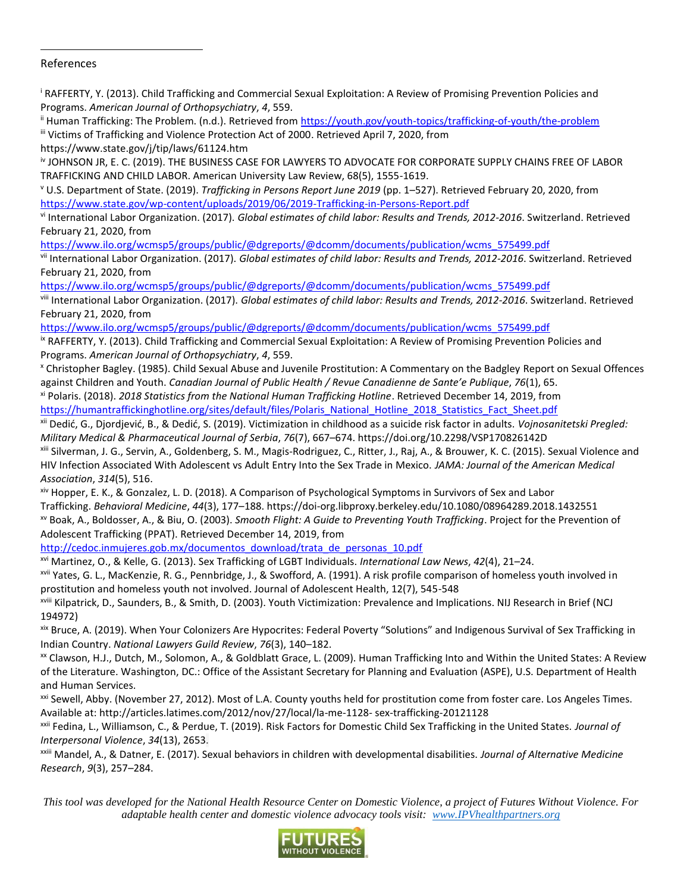References

[i] RAFFERTY, Y. (2013). Child Trafficking and Commercial Sexual Exploitation: A Review of Promising Prevention Policies and Programs. *American Journal of Orthopsychiatry*, *4*, 559.

[ii] Human Trafficking: The Problem. (n.d.). Retrieved from https://youth.gov/youth-topics/trafficking-of-youth/the-problem

[iii] Victims of Trafficking and Violence Protection Act of 2000. Retrieved April 7, 2020, from https://www.state.gov/j/tip/laws/61124.htm

[iv] JOHNSON JR, E. C. (2019). THE BUSINESS CASE FOR LAWYERS TO ADVOCATE FOR CORPORATE SUPPLY CHAINS FREE OF LABOR TRAFFICKING AND CHILD LABOR. American University Law Review, 68(5), 1555-1619.

[v] U.S. Department of State. (2019). *Trafficking in Persons Report June 2019* (pp. 1–527). Retrieved February 20, 2020, from https://www.state.gov/wp-content/uploads/2019/06/2019-Trafficking-in-Persons-Report.pdf

[vi] International Labor Organization. (2017). *Global estimates of child labor: Results and Trends, 2012-2016*. Switzerland. Retrieved February 21, 2020, from https://www.ilo.org/wcmsp5/groups/public/@dgreports/@dcomm/documents/publication/wcms_575499.pdf

[vii] International Labor Organization. (2017). *Global estimates of child labor: Results and Trends, 2012-2016*. Switzerland. Retrieved February 21, 2020, from https://www.ilo.org/wcmsp5/groups/public/@dgreports/@dcomm/documents/publication/wcms_575499.pdf

[viii] International Labor Organization. (2017). *Global estimates of child labor: Results and Trends, 2012-2016*. Switzerland. Retrieved February 21, 2020, from https://www.ilo.org/wcmsp5/groups/public/@dgreports/@dcomm/documents/publication/wcms_575499.pdf

[ix] RAFFERTY, Y. (2013). Child Trafficking and Commercial Sexual Exploitation: A Review of Promising Prevention Policies and Programs. *American Journal of Orthopsychiatry*, *4*, 559.

[x] Christopher Bagley. (1985). Child Sexual Abuse and Juvenile Prostitution: A Commentary on the Badgley Report on Sexual Offences against Children and Youth. *Canadian Journal of Public Health / Revue Canadienne de Sante'e Publique*, *76*(1), 65.

[xi] Polaris. (2018). *2018 Statistics from the National Human Trafficking Hotline*. Retrieved December 14, 2019, from https://humantraffickinghotline.org/sites/default/files/Polaris_National_Hotline_2018_Statistics_Fact_Sheet.pdf

[xii] Dedić, G., Djordjević, B., & Dedić, S. (2019). Victimization in childhood as a suicide risk factor in adults. *Vojnosanitetski Pregled: Military Medical & Pharmaceutical Journal of Serbia*, *76*(7), 667–674. https://doi.org/10.2298/VSP170826142D

[xiii] Silverman, J. G., Servin, A., Goldenberg, S. M., Magis-Rodriguez, C., Ritter, J., Raj, A., & Brouwer, K. C. (2015). Sexual Violence and HIV Infection Associated With Adolescent vs Adult Entry Into the Sex Trade in Mexico. *JAMA: Journal of the American Medical Association*, *314*(5), 516.

[xiv] Hopper, E. K., & Gonzalez, L. D. (2018). A Comparison of Psychological Symptoms in Survivors of Sex and Labor Trafficking. *Behavioral Medicine*, *44*(3), 177–188. https://doi-org.libproxy.berkeley.edu/10.1080/08964289.2018.1432551

[xv] Boak, A., Boldosser, A., & Biu, O. (2003). *Smooth Flight: A Guide to Preventing Youth Trafficking*. Project for the Prevention of Adolescent Trafficking (PPAT). Retrieved December 14, 2019, from http://cedoc.inmujeres.gob.mx/documentos_download/trata_de_personas_10.pdf

[xvi] Martinez, O., & Kelle, G. (2013). Sex Trafficking of LGBT Individuals. *International Law News*, *42*(4), 21–24.

[xvii] Yates, G. L., MacKenzie, R. G., Pennbridge, J., & Swofford, A. (1991). A risk profile comparison of homeless youth involved in prostitution and homeless youth not involved. Journal of Adolescent Health, 12(7), 545-548

[xviii] Kilpatrick, D., Saunders, B., & Smith, D. (2003). Youth Victimization: Prevalence and Implications. NIJ Research in Brief (NCJ 194972)

[xix] Bruce, A. (2019). When Your Colonizers Are Hypocrites: Federal Poverty "Solutions" and Indigenous Survival of Sex Trafficking in Indian Country. *National Lawyers Guild Review*, *76*(3), 140–182.

[xx] Clawson, H.J., Dutch, M., Solomon, A., & Goldblatt Grace, L. (2009). Human Trafficking Into and Within the United States: A Review of the Literature. Washington, DC.: Office of the Assistant Secretary for Planning and Evaluation (ASPE), U.S. Department of Health and Human Services.

[xxi] Sewell, Abby. (November 27, 2012). Most of L.A. County youths held for prostitution come from foster care. Los Angeles Times. Available at: http://articles.latimes.com/2012/nov/27/local/la-me-1128- sex-trafficking-20121128

[xxii] Fedina, L., Williamson, C., & Perdue, T. (2019). Risk Factors for Domestic Child Sex Trafficking in the United States. *Journal of Interpersonal Violence*, *34*(13), 2653.

[xxiii] Mandel, A., & Datner, E. (2017). Sexual behaviors in children with developmental disabilities. *Journal of Alternative Medicine Research*, *9*(3), 257–284.

*This tool was developed for the National Health Resource Center on Domestic Violence, a project of Futures Without Violence. For adaptable health center and domestic violence advocacy tools visit: www.IPVhealthpartners.org*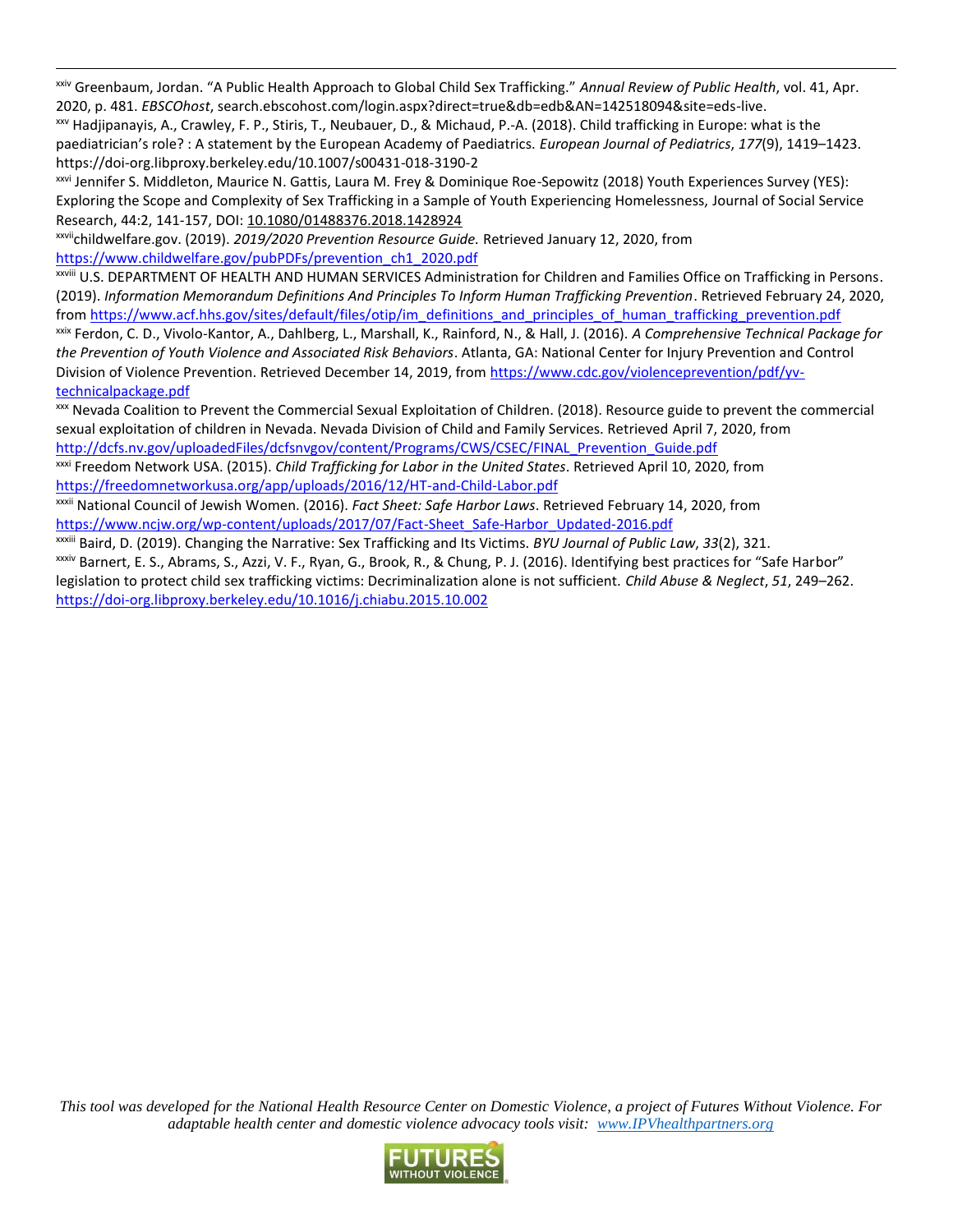[xxiv] Greenbaum, Jordan. "A Public Health Approach to Global Child Sex Trafficking." *Annual Review of Public Health*, vol. 41, Apr. 2020, p. 481. *EBSCOhost*, search.ebscohost.com/login.aspx?direct=true&db=edb&AN=142518094&site=eds-live.

[xxv] Hadjipanayis, A., Crawley, F. P., Stiris, T., Neubauer, D., & Michaud, P.-A. (2018). Child trafficking in Europe: what is the paediatrician's role? : A statement by the European Academy of Paediatrics. *European Journal of Pediatrics*, *177*(9), 1419–1423. https://doi-org.libproxy.berkeley.edu/10.1007/s00431-018-3190-2

[xxvi] Jennifer S. Middleton, Maurice N. Gattis, Laura M. Frey & Dominique Roe-Sepowitz (2018) Youth Experiences Survey (YES): Exploring the Scope and Complexity of Sex Trafficking in a Sample of Youth Experiencing Homelessness, Journal of Social Service Research, 44:2, 141-157, DOI: 10.1080/01488376.2018.1428924

[xxvii] childwelfare.gov. (2019). *2019/2020 Prevention Resource Guide.* Retrieved January 12, 2020, from https://www.childwelfare.gov/pubPDFs/prevention_ch1_2020.pdf

[xxviii] U.S. DEPARTMENT OF HEALTH AND HUMAN SERVICES Administration for Children and Families Office on Trafficking in Persons. (2019). *Information Memorandum Definitions And Principles To Inform Human Trafficking Prevention*. Retrieved February 24, 2020, from https://www.acf.hhs.gov/sites/default/files/otip/im_definitions_and_principles_of_human_trafficking_prevention.pdf

[xxix] Ferdon, C. D., Vivolo-Kantor, A., Dahlberg, L., Marshall, K., Rainford, N., & Hall, J. (2016). *A Comprehensive Technical Package for the Prevention of Youth Violence and Associated Risk Behaviors*. Atlanta, GA: National Center for Injury Prevention and Control Division of Violence Prevention. Retrieved December 14, 2019, from https://www.cdc.gov/violenceprevention/pdf/yv-technicalpackage.pdf

[xxx] Nevada Coalition to Prevent the Commercial Sexual Exploitation of Children. (2018). Resource guide to prevent the commercial sexual exploitation of children in Nevada. Nevada Division of Child and Family Services. Retrieved April 7, 2020, from http://dcfs.nv.gov/uploadedFiles/dcfsnvgov/content/Programs/CWS/CSEC/FINAL_Prevention_Guide.pdf

[xxxi] Freedom Network USA. (2015). *Child Trafficking for Labor in the United States*. Retrieved April 10, 2020, from https://freedomnetworkusa.org/app/uploads/2016/12/HT-and-Child-Labor.pdf

[xxxii] National Council of Jewish Women. (2016). *Fact Sheet: Safe Harbor Laws*. Retrieved February 14, 2020, from https://www.ncjw.org/wp-content/uploads/2017/07/Fact-Sheet_Safe-Harbor_Updated-2016.pdf

[xxxiii] Baird, D. (2019). Changing the Narrative: Sex Trafficking and Its Victims. *BYU Journal of Public Law*, *33*(2), 321.

[xxxiv] Barnert, E. S., Abrams, S., Azzi, V. F., Ryan, G., Brook, R., & Chung, P. J. (2016). Identifying best practices for "Safe Harbor" legislation to protect child sex trafficking victims: Decriminalization alone is not sufficient. *Child Abuse & Neglect*, *51*, 249–262. https://doi-org.libproxy.berkeley.edu/10.1016/j.chiabu.2015.10.002

*This tool was developed for the National Health Resource Center on Domestic Violence, a project of Futures Without Violence. For adaptable health center and domestic violence advocacy tools visit: www.IPVhealthpartners.org*

FUTURES WITHOUT VIOLENCE